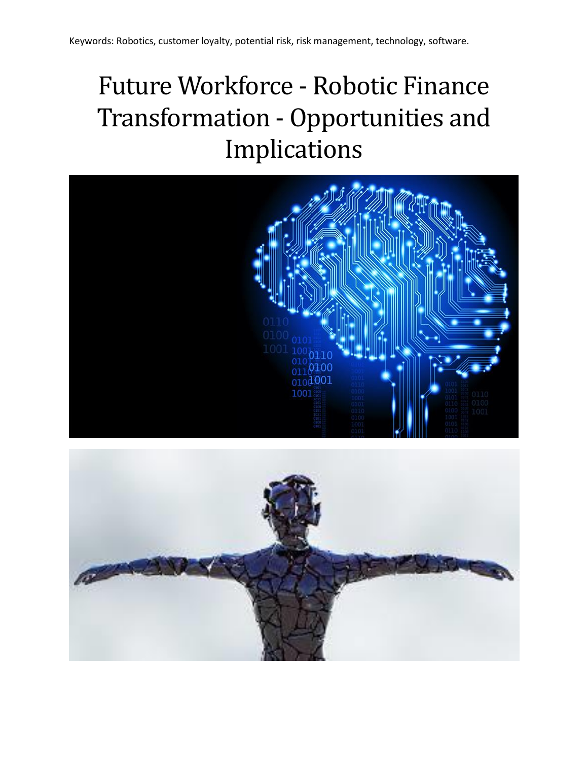Keywords: Robotics, customer loyalty, potential risk, risk management, technology, software.

# Future Workforce - Robotic Finance Transformation - Opportunities and Implications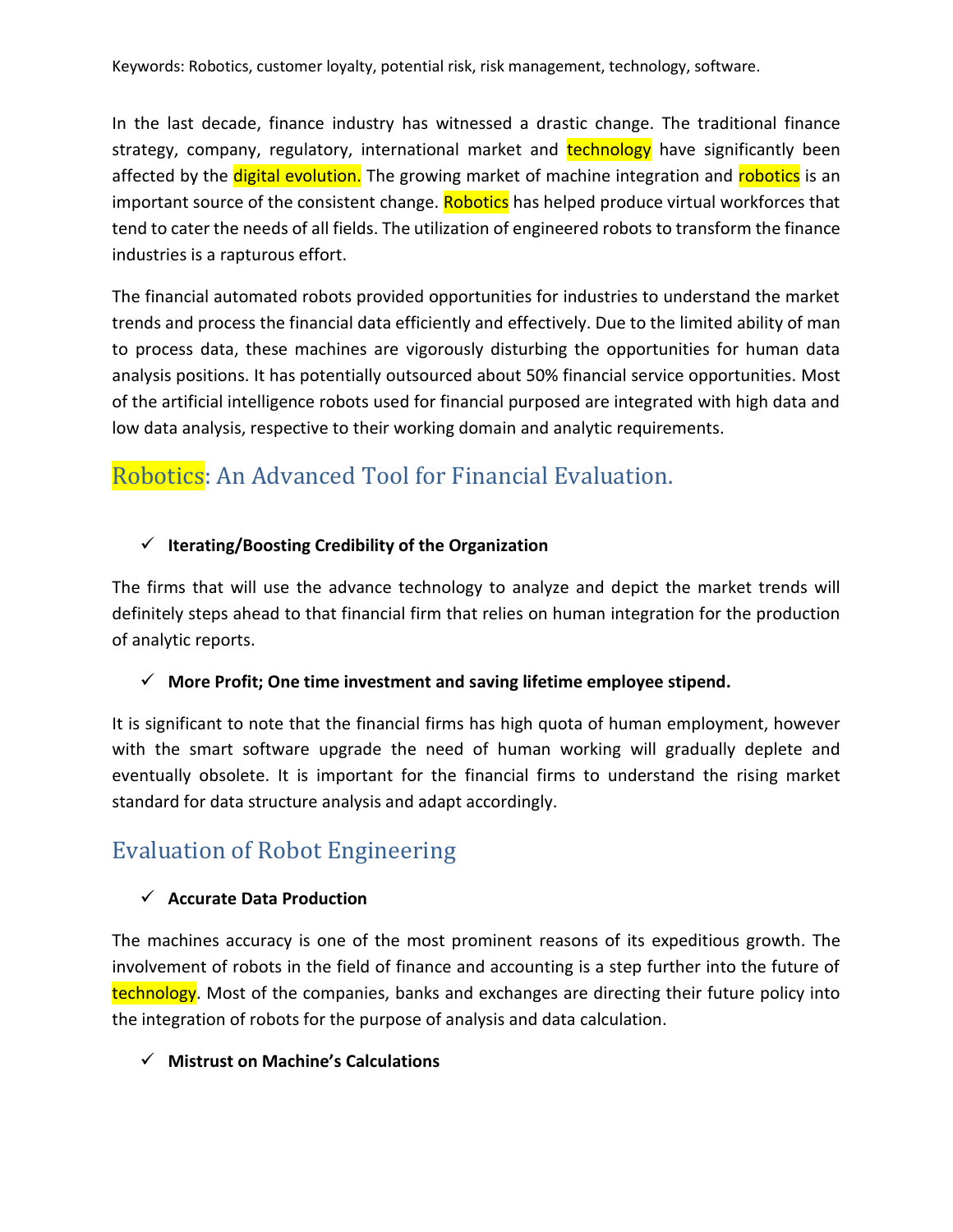Keywords: Robotics, customer loyalty, potential risk, risk management, technology, software.

In the last decade, finance industry has witnessed a drastic change. The traditional finance strategy, company, regulatory, international market and technology have significantly been affected by the digital evolution. The growing market of machine integration and robotics is an important source of the consistent change. Robotics has helped produce virtual workforces that tend to cater the needs of all fields. The utilization of engineered robots to transform the finance industries is a rapturous effort.

The financial automated robots provided opportunities for industries to understand the market trends and process the financial data efficiently and effectively. Due to the limited ability of man to process data, these machines are vigorously disturbing the opportunities for human data analysis positions. It has potentially outsourced about 50% financial service opportunities. Most of the artificial intelligence robots used for financial purposed are integrated with high data and low data analysis, respective to their working domain and analytic requirements.

## Robotics: An Advanced Tool for Financial Evaluation.

- ✓ **Iterating/Boosting Credibility of the Organization**

The firms that will use the advance technology to analyze and depict the market trends will definitely steps ahead to that financial firm that relies on human integration for the production of analytic reports.

- ✓ **More Profit; One time investment and saving lifetime employee stipend.**

It is significant to note that the financial firms has high quota of human employment, however with the smart software upgrade the need of human working will gradually deplete and eventually obsolete. It is important for the financial firms to understand the rising market standard for data structure analysis and adapt accordingly.

## Evaluation of Robot Engineering

- ✓ **Accurate Data Production**

The machines accuracy is one of the most prominent reasons of its expeditious growth. The involvement of robots in the field of finance and accounting is a step further into the future of technology. Most of the companies, banks and exchanges are directing their future policy into the integration of robots for the purpose of analysis and data calculation.

- ✓ **Mistrust on Machine's Calculations**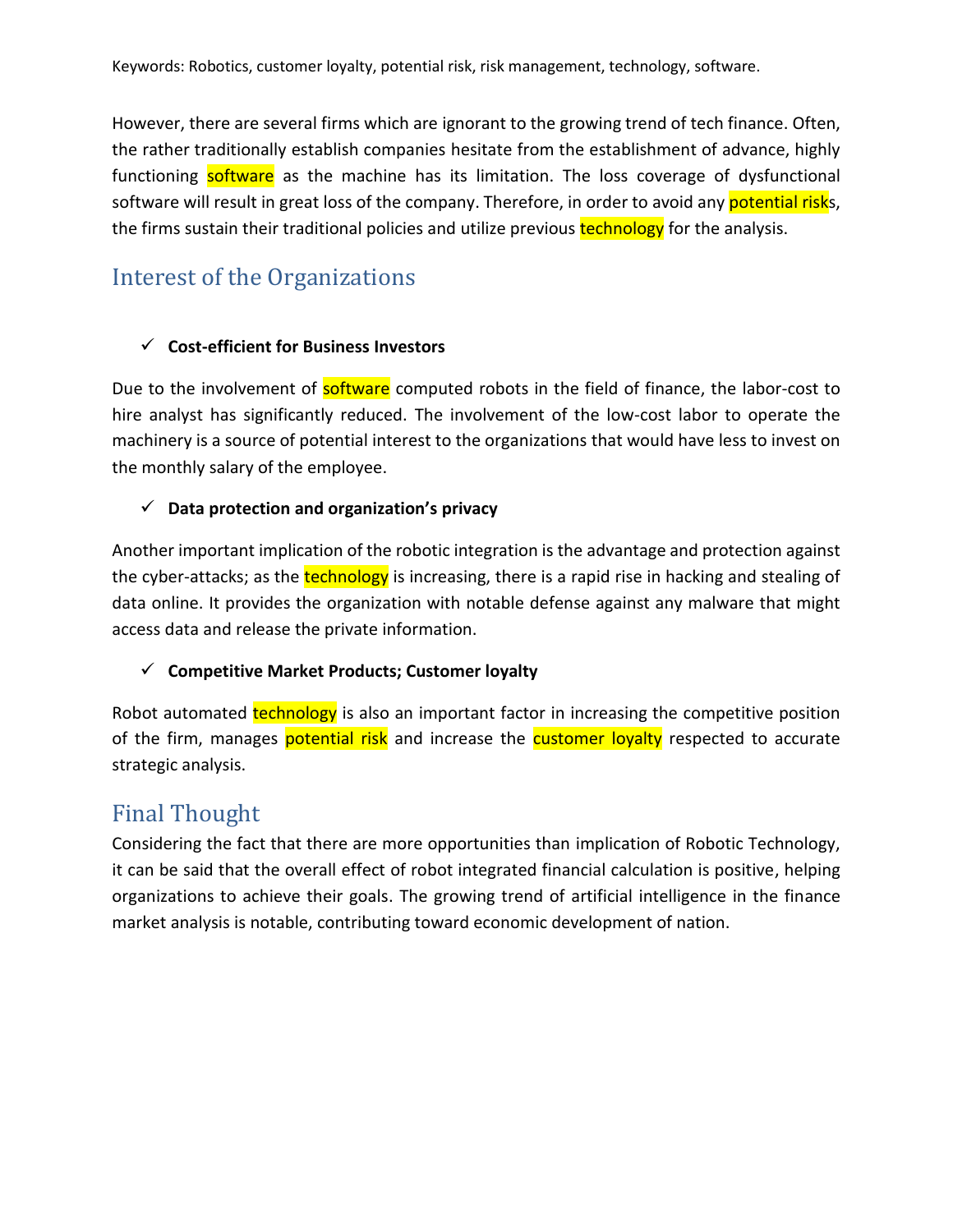Keywords: Robotics, customer loyalty, potential risk, risk management, technology, software.

However, there are several firms which are ignorant to the growing trend of tech finance. Often, the rather traditionally establish companies hesitate from the establishment of advance, highly functioning software as the machine has its limitation. The loss coverage of dysfunctional software will result in great loss of the company. Therefore, in order to avoid any potential risks, the firms sustain their traditional policies and utilize previous technology for the analysis.

## Interest of the Organizations

- ✓ **Cost-efficient for Business Investors**

Due to the involvement of software computed robots in the field of finance, the labor-cost to hire analyst has significantly reduced. The involvement of the low-cost labor to operate the machinery is a source of potential interest to the organizations that would have less to invest on the monthly salary of the employee.

- ✓ **Data protection and organization's privacy**

Another important implication of the robotic integration is the advantage and protection against the cyber-attacks; as the technology is increasing, there is a rapid rise in hacking and stealing of data online. It provides the organization with notable defense against any malware that might access data and release the private information.

- ✓ **Competitive Market Products; Customer loyalty**

Robot automated technology is also an important factor in increasing the competitive position of the firm, manages potential risk and increase the customer loyalty respected to accurate strategic analysis.

## Final Thought

Considering the fact that there are more opportunities than implication of Robotic Technology, it can be said that the overall effect of robot integrated financial calculation is positive, helping organizations to achieve their goals. The growing trend of artificial intelligence in the finance market analysis is notable, contributing toward economic development of nation.